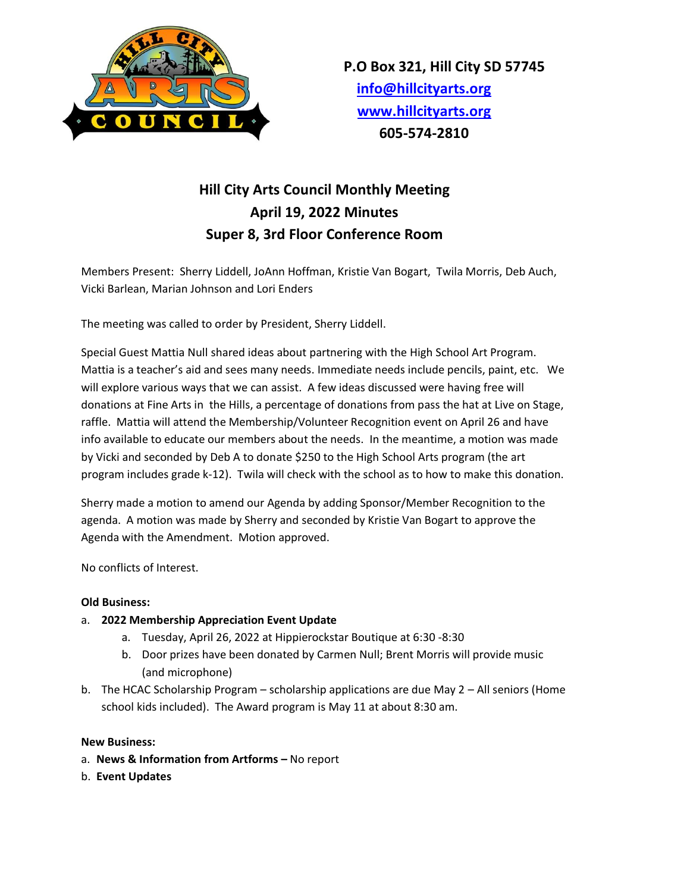P.O Box 321, Hill City SD 57745
info@hillcityarts.org
www.hillcityarts.org
605-574-2810

# Hill City Arts Council Monthly Meeting
## April 19, 2022 Minutes
## Super 8, 3rd Floor Conference Room

Members Present: Sherry Liddell, JoAnn Hoffman, Kristie Van Bogart, Twila Morris, Deb Auch, Vicki Barlean, Marian Johnson and Lori Enders

The meeting was called to order by President, Sherry Liddell.

Special Guest Mattia Null shared ideas about partnering with the High School Art Program. Mattia is a teacher's aid and sees many needs. Immediate needs include pencils, paint, etc. We will explore various ways that we can assist. A few ideas discussed were having free will donations at Fine Arts in the Hills, a percentage of donations from pass the hat at Live on Stage, raffle. Mattia will attend the Membership/Volunteer Recognition event on April 26 and have info available to educate our members about the needs. In the meantime, a motion was made by Vicki and seconded by Deb A to donate $250 to the High School Arts program (the art program includes grade k-12). Twila will check with the school as to how to make this donation.

Sherry made a motion to amend our Agenda by adding Sponsor/Member Recognition to the agenda. A motion was made by Sherry and seconded by Kristie Van Bogart to approve the Agenda with the Amendment. Motion approved.

No conflicts of Interest.

**Old Business:**

a. **2022 Membership Appreciation Event Update**
   a. Tuesday, April 26, 2022 at Hippierockstar Boutique at 6:30 -8:30
   b. Door prizes have been donated by Carmen Null; Brent Morris will provide music (and microphone)
b. The HCAC Scholarship Program – scholarship applications are due May 2 – All seniors (Home school kids included). The Award program is May 11 at about 8:30 am.

**New Business:**

a. **News & Information from Artforms –** No report
b. **Event Updates**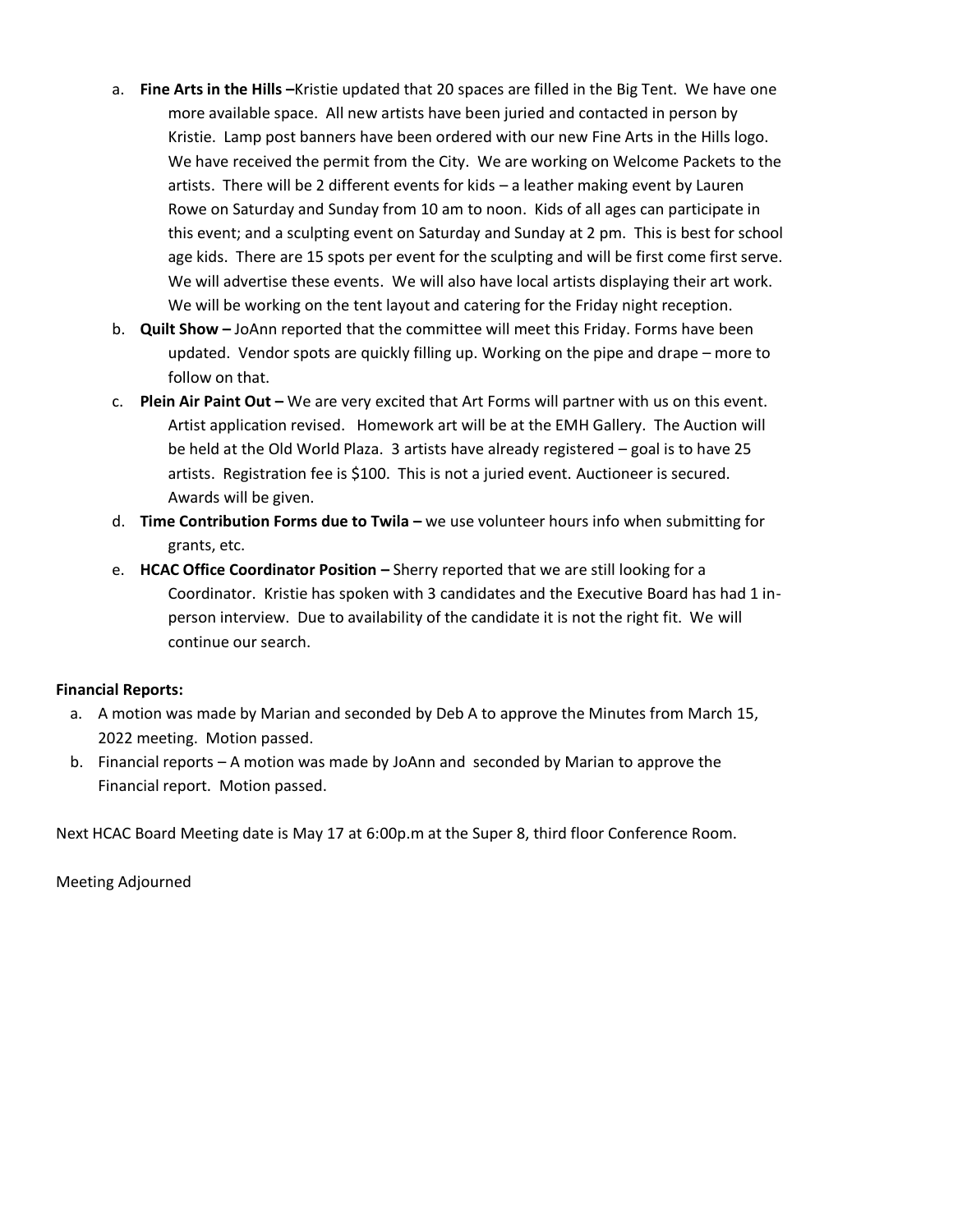a. **Fine Arts in the Hills –**Kristie updated that 20 spaces are filled in the Big Tent. We have one more available space. All new artists have been juried and contacted in person by Kristie. Lamp post banners have been ordered with our new Fine Arts in the Hills logo. We have received the permit from the City. We are working on Welcome Packets to the artists. There will be 2 different events for kids – a leather making event by Lauren Rowe on Saturday and Sunday from 10 am to noon. Kids of all ages can participate in this event; and a sculpting event on Saturday and Sunday at 2 pm. This is best for school age kids. There are 15 spots per event for the sculpting and will be first come first serve. We will advertise these events. We will also have local artists displaying their art work. We will be working on the tent layout and catering for the Friday night reception.

b. **Quilt Show –** JoAnn reported that the committee will meet this Friday. Forms have been updated. Vendor spots are quickly filling up. Working on the pipe and drape – more to follow on that.

c. **Plein Air Paint Out –** We are very excited that Art Forms will partner with us on this event. Artist application revised. Homework art will be at the EMH Gallery. The Auction will be held at the Old World Plaza. 3 artists have already registered – goal is to have 25 artists. Registration fee is $100. This is not a juried event. Auctioneer is secured. Awards will be given.

d. **Time Contribution Forms due to Twila –** we use volunteer hours info when submitting for grants, etc.

e. **HCAC Office Coordinator Position –** Sherry reported that we are still looking for a Coordinator. Kristie has spoken with 3 candidates and the Executive Board has had 1 in-person interview. Due to availability of the candidate it is not the right fit. We will continue our search.

**Financial Reports:**

a. A motion was made by Marian and seconded by Deb A to approve the Minutes from March 15, 2022 meeting. Motion passed.

b. Financial reports – A motion was made by JoAnn and seconded by Marian to approve the Financial report. Motion passed.

Next HCAC Board Meeting date is May 17 at 6:00p.m at the Super 8, third floor Conference Room.

Meeting Adjourned